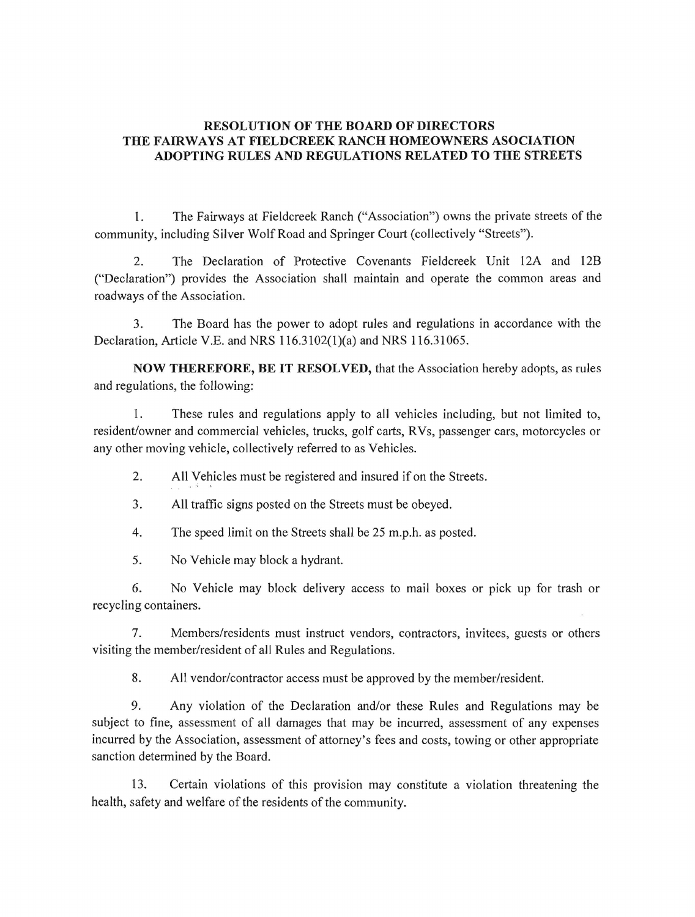# RESOLUTION OF THE BOARD OF DIRECTORS THE FAIRWAYS AT FIELDCREEK RANCH HOMEOWNERS ASOCIATION ADOPTING RULES AND REGULATIONS RELATED TO THE STREETS

1. The Fairways at Fieldcreek Ranch ("Association") owns the private streets of the community, including Silver Wolf Road and Springer Court (collectively "Streets").

2. The Declaration of Protective Covenants Fieldcreek Unit 12A and 12B ("Declaration") provides the Association shall maintain and operate the common areas and roadways of the Association.

3. The Board has the power to adopt rules and regulations in accordance with the Declaration, Article V.E. and NRS 116.3102(1)(a) and NRS 116.31065.

**NOW THEREFORE, BE IT RESOLVED,** that the Association hereby adopts, as rules and regulations, the following:

1. These rules and regulations apply to all vehicles including, but not limited to, resident/owner and commercial vehicles, trucks, golf carts, RVs, passenger cars, motorcycles or any other moving vehicle, collectively referred to as Vehicles.

2. All Vehicles must be registered and insured if on the Streets.

3. All traffic signs posted on the Streets must be obeyed.

4. The speed limit on the Streets shall be 25 m.p.h. as posted.

5. No Vehicle may block a hydrant.

6. No Vehicle may block delivery access to mail boxes or pick up for trash or recycling containers.

7. Members/residents must instruct vendors, contractors, invitees, guests or others visiting the member/resident of all Rules and Regulations.

8. All vendor/contractor access must be approved by the member/resident.

9. Any violation of the Declaration and/or these Rules and Regulations may be subject to fine, assessment of all damages that may be incurred, assessment of any expenses incurred by the Association, assessment of attorney's fees and costs, towing or other appropriate sanction determined by the Board.

13. Certain violations of this provision may constitute a violation threatening the health, safety and welfare of the residents of the community.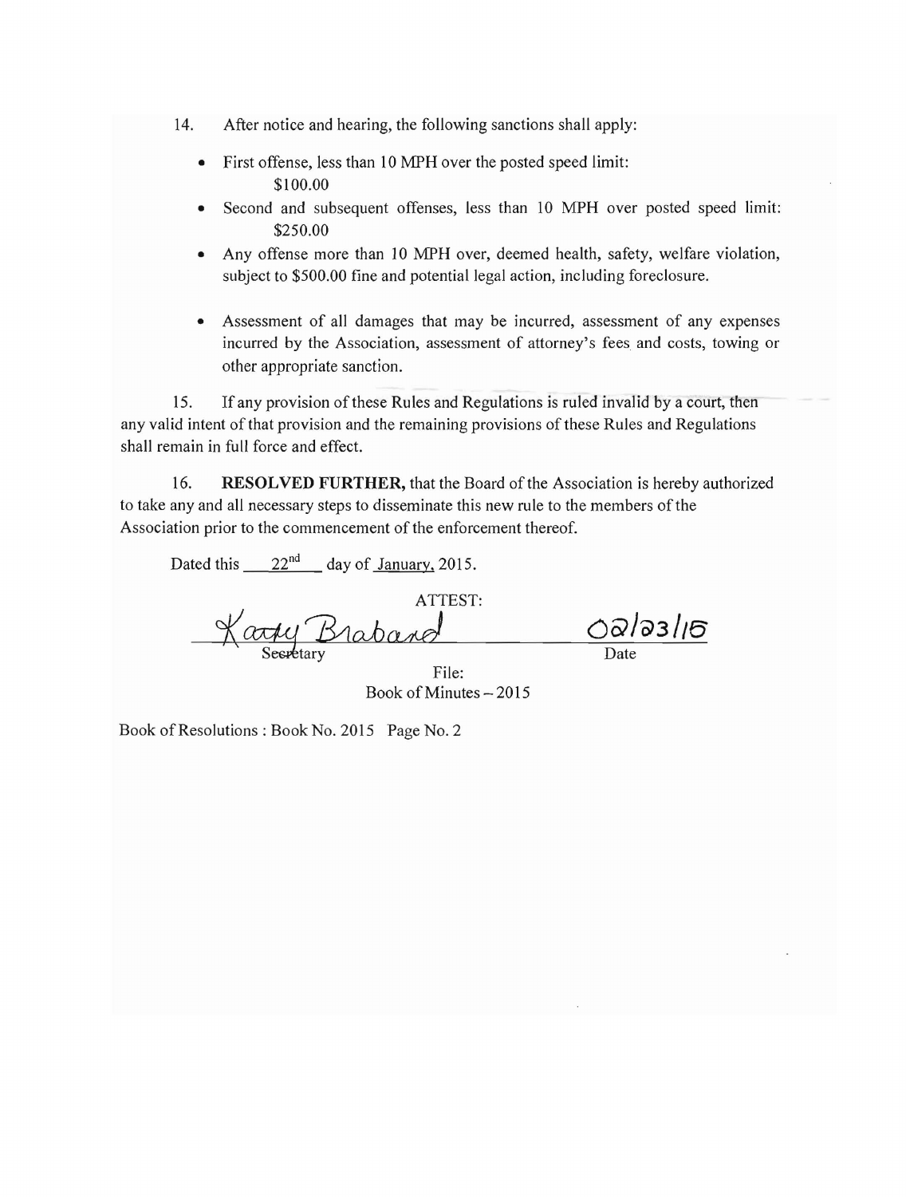14. After notice and hearing, the following sanctions shall apply:

   - First offense, less than 10 MPH over the posted speed limit:
     $100.00
   - Second and subsequent offenses, less than 10 MPH over posted speed limit: $250.00
   - Any offense more than 10 MPH over, deemed health, safety, welfare violation, subject to $500.00 fine and potential legal action, including foreclosure.
   - Assessment of all damages that may be incurred, assessment of any expenses incurred by the Association, assessment of attorney's fees and costs, towing or other appropriate sanction.

15. If any provision of these Rules and Regulations is ruled invalid by a court, then any valid intent of that provision and the remaining provisions of these Rules and Regulations shall remain in full force and effect.

16. **RESOLVED FURTHER,** that the Board of the Association is hereby authorized to take any and all necessary steps to disseminate this new rule to the members of the Association prior to the commencement of the enforcement thereof.

Dated this 22nd day of January, 2015.

ATTEST:

Kathy Brabant — Secretary

02/23/15 — Date

File:
Book of Minutes – 2015

Book of Resolutions : Book No. 2015 Page No. 2